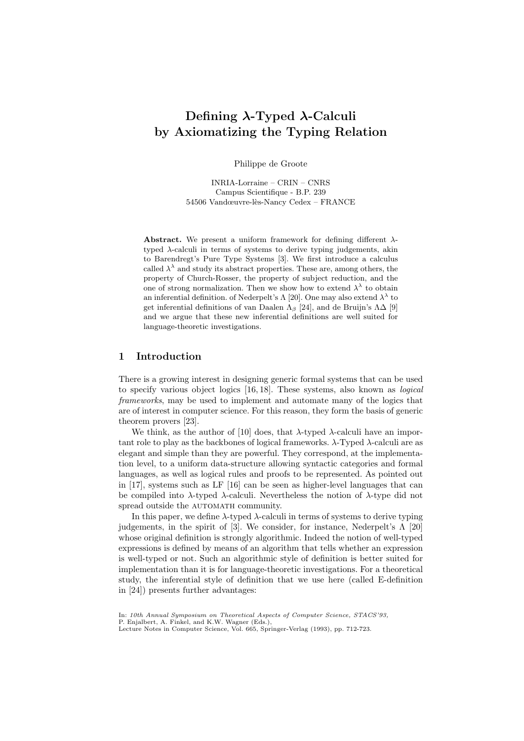# Defining λ-Typed λ-Calculi by Axiomatizing the Typing Relation

Philippe de Groote

INRIA-Lorraine – CRIN – CNRS
Campus Scientifique - B.P. 239
54506 Vandœuvre-lès-Nancy Cedex – FRANCE

**Abstract.** We present a uniform framework for defining different λ-typed λ-calculi in terms of systems to derive typing judgements, akin to Barendregt's Pure Type Systems [3]. We first introduce a calculus called $\lambda^\lambda$ and study its abstract properties. These are, among others, the property of Church-Rosser, the property of subject reduction, and the one of strong normalization. Then we show how to extend $\lambda^\lambda$ to obtain an inferential definition. of Nederpelt's Λ [20]. One may also extend $\lambda^\lambda$ to get inferential definitions of van Daalen $\Lambda_\beta$ [24], and de Bruijn's ΛΔ [9] and we argue that these new inferential definitions are well suited for language-theoretic investigations.

## 1 Introduction

There is a growing interest in designing generic formal systems that can be used to specify various object logics [16, 18]. These systems, also known as *logical frameworks*, may be used to implement and automate many of the logics that are of interest in computer science. For this reason, they form the basis of generic theorem provers [23].

We think, as the author of [10] does, that λ-typed λ-calculi have an important role to play as the backbones of logical frameworks. λ-Typed λ-calculi are as elegant and simple than they are powerful. They correspond, at the implementation level, to a uniform data-structure allowing syntactic categories and formal languages, as well as logical rules and proofs to be represented. As pointed out in [17], systems such as LF [16] can be seen as higher-level languages that can be compiled into λ-typed λ-calculi. Nevertheless the notion of λ-type did not spread outside the AUTOMATH community.

In this paper, we define λ-typed λ-calculi in terms of systems to derive typing judgements, in the spirit of [3]. We consider, for instance, Nederpelt's Λ [20] whose original definition is strongly algorithmic. Indeed the notion of well-typed expressions is defined by means of an algorithm that tells whether an expression is well-typed or not. Such an algorithmic style of definition is better suited for implementation than it is for language-theoretic investigations. For a theoretical study, the inferential style of definition that we use here (called E-definition in [24]) presents further advantages:

In: *10th Annual Symposium on Theoretical Aspects of Computer Science, STACS'93*, P. Enjalbert, A. Finkel, and K.W. Wagner (Eds.), Lecture Notes in Computer Science, Vol. 665, Springer-Verlag (1993), pp. 712-723.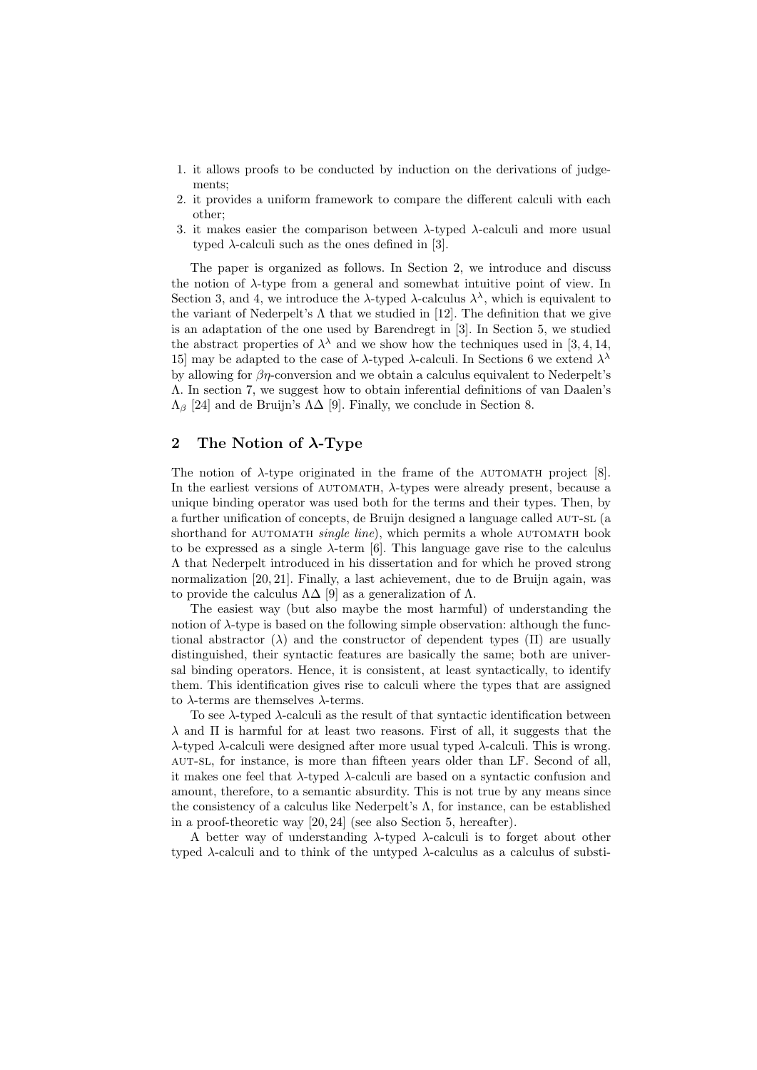1. it allows proofs to be conducted by induction on the derivations of judgements;
2. it provides a uniform framework to compare the different calculi with each other;
3. it makes easier the comparison between $\lambda$-typed $\lambda$-calculi and more usual typed $\lambda$-calculi such as the ones defined in [3].

The paper is organized as follows. In Section 2, we introduce and discuss the notion of $\lambda$-type from a general and somewhat intuitive point of view. In Section 3, and 4, we introduce the $\lambda$-typed $\lambda$-calculus $\lambda^{\lambda}$, which is equivalent to the variant of Nederpelt's $\Lambda$ that we studied in [12]. The definition that we give is an adaptation of the one used by Barendregt in [3]. In Section 5, we studied the abstract properties of $\lambda^{\lambda}$ and we show how the techniques used in [3, 4, 14, 15] may be adapted to the case of $\lambda$-typed $\lambda$-calculi. In Sections 6 we extend $\lambda^{\lambda}$ by allowing for $\beta\eta$-conversion and we obtain a calculus equivalent to Nederpelt's $\Lambda$. In section 7, we suggest how to obtain inferential definitions of van Daalen's $\Lambda_{\beta}$ [24] and de Bruijn's $\Lambda\Delta$ [9]. Finally, we conclude in Section 8.

## 2 The Notion of $\lambda$-Type

The notion of $\lambda$-type originated in the frame of the AUTOMATH project [8]. In the earliest versions of AUTOMATH, $\lambda$-types were already present, because a unique binding operator was used both for the terms and their types. Then, by a further unification of concepts, de Bruijn designed a language called AUT-SL (a shorthand for AUTOMATH *single line*), which permits a whole AUTOMATH book to be expressed as a single $\lambda$-term [6]. This language gave rise to the calculus $\Lambda$ that Nederpelt introduced in his dissertation and for which he proved strong normalization [20, 21]. Finally, a last achievement, due to de Bruijn again, was to provide the calculus $\Lambda\Delta$ [9] as a generalization of $\Lambda$.

The easiest way (but also maybe the most harmful) of understanding the notion of $\lambda$-type is based on the following simple observation: although the functional abstractor ($\lambda$) and the constructor of dependent types ($\Pi$) are usually distinguished, their syntactic features are basically the same; both are universal binding operators. Hence, it is consistent, at least syntactically, to identify them. This identification gives rise to calculi where the types that are assigned to $\lambda$-terms are themselves $\lambda$-terms.

To see $\lambda$-typed $\lambda$-calculi as the result of that syntactic identification between $\lambda$ and $\Pi$ is harmful for at least two reasons. First of all, it suggests that the $\lambda$-typed $\lambda$-calculi were designed after more usual typed $\lambda$-calculi. This is wrong. AUT-SL, for instance, is more than fifteen years older than LF. Second of all, it makes one feel that $\lambda$-typed $\lambda$-calculi are based on a syntactic confusion and amount, therefore, to a semantic absurdity. This is not true by any means since the consistency of a calculus like Nederpelt's $\Lambda$, for instance, can be established in a proof-theoretic way [20, 24] (see also Section 5, hereafter).

A better way of understanding $\lambda$-typed $\lambda$-calculi is to forget about other typed $\lambda$-calculi and to think of the untyped $\lambda$-calculus as a calculus of substi-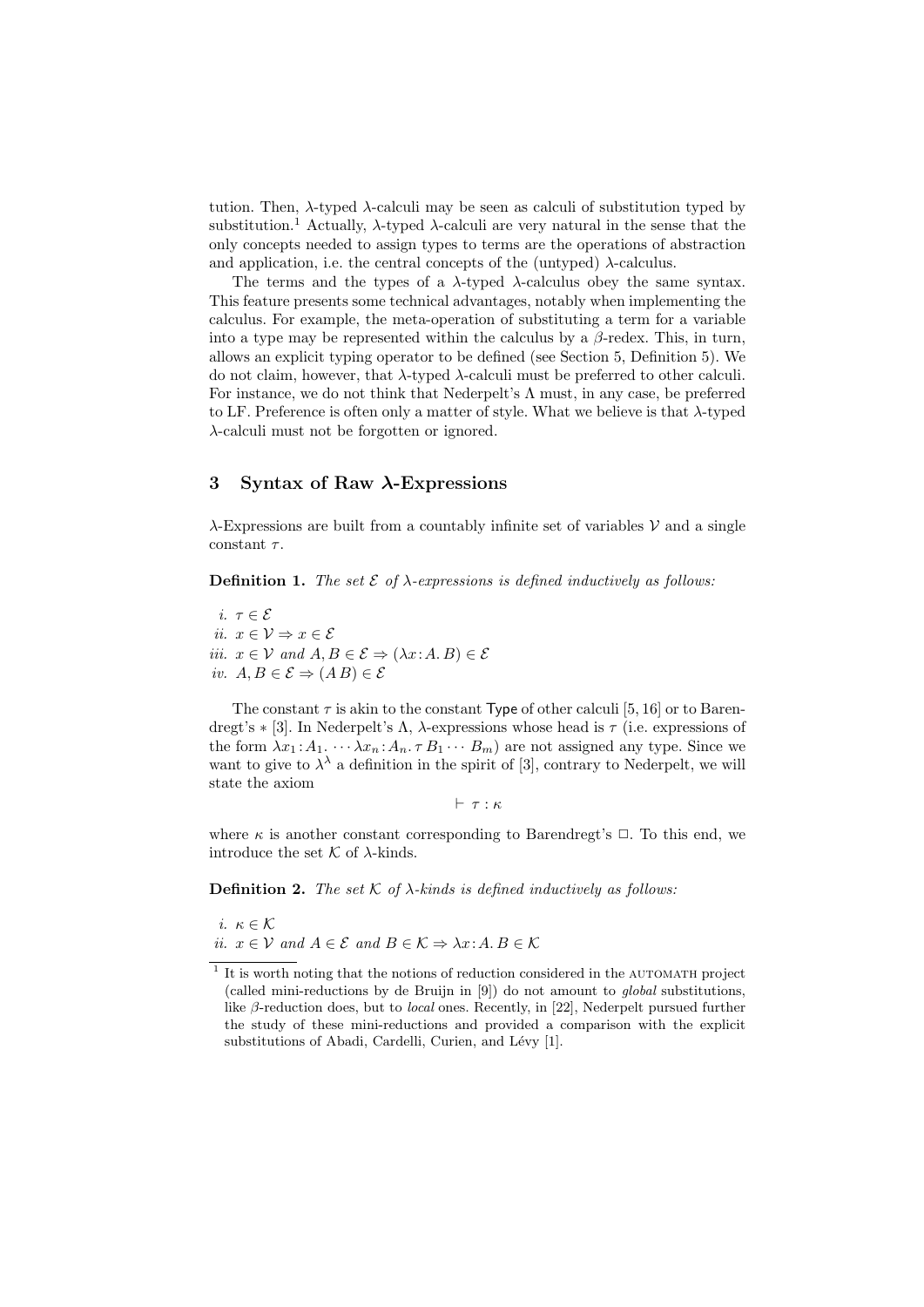tution. Then, $\lambda$-typed $\lambda$-calculi may be seen as calculi of substitution typed by substitution.[1] Actually, $\lambda$-typed $\lambda$-calculi are very natural in the sense that the only concepts needed to assign types to terms are the operations of abstraction and application, i.e. the central concepts of the (untyped) $\lambda$-calculus.

The terms and the types of a $\lambda$-typed $\lambda$-calculus obey the same syntax. This feature presents some technical advantages, notably when implementing the calculus. For example, the meta-operation of substituting a term for a variable into a type may be represented within the calculus by a $\beta$-redex. This, in turn, allows an explicit typing operator to be defined (see Section 5, Definition 5). We do not claim, however, that $\lambda$-typed $\lambda$-calculi must be preferred to other calculi. For instance, we do not think that Nederpelt's $\Lambda$ must, in any case, be preferred to LF. Preference is often only a matter of style. What we believe is that $\lambda$-typed $\lambda$-calculi must not be forgotten or ignored.

## 3 Syntax of Raw $\lambda$-Expressions

$\lambda$-Expressions are built from a countably infinite set of variables $\mathcal{V}$ and a single constant $\tau$.

**Definition 1.** *The set $\mathcal{E}$ of $\lambda$-expressions is defined inductively as follows:*

*i.* $\tau \in \mathcal{E}$
*ii.* $x \in \mathcal{V} \Rightarrow x \in \mathcal{E}$
*iii.* $x \in \mathcal{V}$ *and* $A, B \in \mathcal{E} \Rightarrow (\lambda x\!:\!A.\,B) \in \mathcal{E}$
*iv.* $A, B \in \mathcal{E} \Rightarrow (A\,B) \in \mathcal{E}$

The constant $\tau$ is akin to the constant Type of other calculi [5, 16] or to Barendregt's $*$ [3]. In Nederpelt's $\Lambda$, $\lambda$-expressions whose head is $\tau$ (i.e. expressions of the form $\lambda x_1\!:\!A_1.\,\cdots\lambda x_n\!:\!A_n.\,\tau\,B_1\cdots\,B_m$) are not assigned any type. Since we want to give to $\lambda^\lambda$ a definition in the spirit of [3], contrary to Nederpelt, we will state the axiom

$$\vdash\ \tau : \kappa$$

where $\kappa$ is another constant corresponding to Barendregt's $\Box$. To this end, we introduce the set $\mathcal{K}$ of $\lambda$-kinds.

**Definition 2.** *The set $\mathcal{K}$ of $\lambda$-kinds is defined inductively as follows:*

*i.* $\kappa \in \mathcal{K}$
*ii.* $x \in \mathcal{V}$ *and* $A \in \mathcal{E}$ *and* $B \in \mathcal{K} \Rightarrow \lambda x\!:\!A.\,B \in \mathcal{K}$

[1] It is worth noting that the notions of reduction considered in the AUTOMATH project (called mini-reductions by de Bruijn in [9]) do not amount to *global* substitutions, like $\beta$-reduction does, but to *local* ones. Recently, in [22], Nederpelt pursued further the study of these mini-reductions and provided a comparison with the explicit substitutions of Abadi, Cardelli, Curien, and Lévy [1].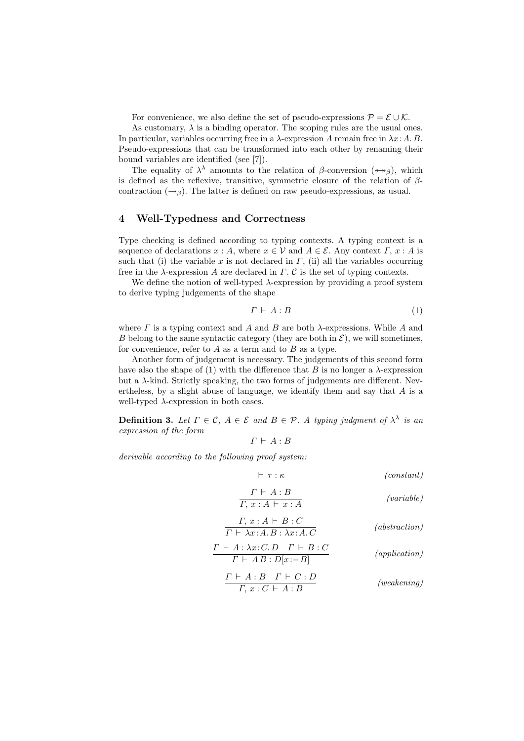For convenience, we also define the set of pseudo-expressions $\mathcal{P} = \mathcal{E} \cup \mathcal{K}$.

As customary, $\lambda$ is a binding operator. The scoping rules are the usual ones. In particular, variables occurring free in a $\lambda$-expression $A$ remain free in $\lambda x\!:\!A.\,B$. Pseudo-expressions that can be transformed into each other by renaming their bound variables are identified (see [7]).

The equality of $\lambda^\lambda$ amounts to the relation of $\beta$-conversion ($\twoheadleftarrow\!\!\twoheadrightarrow_\beta$), which is defined as the reflexive, transitive, symmetric closure of the relation of $\beta$-contraction ($\rightarrow_\beta$). The latter is defined on raw pseudo-expressions, as usual.

## 4 Well-Typedness and Correctness

Type checking is defined according to typing contexts. A typing context is a sequence of declarations $x : A$, where $x \in \mathcal{V}$ and $A \in \mathcal{E}$. Any context $\Gamma,\, x : A$ is such that (i) the variable $x$ is not declared in $\Gamma$, (ii) all the variables occurring free in the $\lambda$-expression $A$ are declared in $\Gamma$. $\mathcal{C}$ is the set of typing contexts.

We define the notion of well-typed $\lambda$-expression by providing a proof system to derive typing judgements of the shape

$$\Gamma \vdash A : B \tag{1}$$

where $\Gamma$ is a typing context and $A$ and $B$ are both $\lambda$-expressions. While $A$ and $B$ belong to the same syntactic category (they are both in $\mathcal{E}$), we will sometimes, for convenience, refer to $A$ as a term and to $B$ as a type.

Another form of judgement is necessary. The judgements of this second form have also the shape of (1) with the difference that $B$ is no longer a $\lambda$-expression but a $\lambda$-kind. Strictly speaking, the two forms of judgements are different. Nevertheless, by a slight abuse of language, we identify them and say that $A$ is a well-typed $\lambda$-expression in both cases.

**Definition 3.** *Let $\Gamma \in \mathcal{C}$, $A \in \mathcal{E}$ and $B \in \mathcal{P}$. A typing judgment of $\lambda^\lambda$ is an expression of the form*

$$\Gamma \vdash A : B$$

*derivable according to the following proof system:*

$$\vdash \tau : \kappa \qquad \textit{(constant)}$$

$$\frac{\Gamma \vdash A : B}{\Gamma,\, x : A \vdash x : A} \qquad \textit{(variable)}$$

$$\frac{\Gamma,\, x : A \vdash B : C}{\Gamma \vdash \lambda x\!:\!A.\,B : \lambda x\!:\!A.\,C} \qquad \textit{(abstraction)}$$

$$\frac{\Gamma \vdash A : \lambda x\!:\!C.\,D \quad \Gamma \vdash B : C}{\Gamma \vdash A\,B : D[x\!:=\!B]} \qquad \textit{(application)}$$

$$\frac{\Gamma \vdash A : B \quad \Gamma \vdash C : D}{\Gamma,\, x : C \vdash A : B} \qquad \textit{(weakening)}$$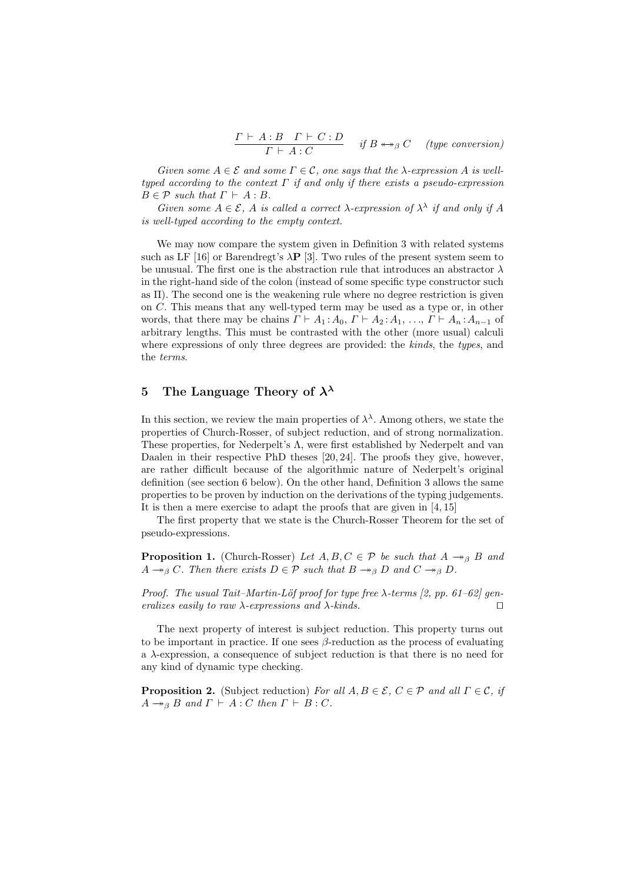$$\frac{\Gamma \vdash A : B \quad \Gamma \vdash C : D}{\Gamma \vdash A : C} \quad \textit{if } B \twoheadleftarrow\!\!\twoheadrightarrow_\beta C \quad \textit{(type conversion)}$$

*Given some $A \in \mathcal{E}$ and some $\Gamma \in \mathcal{C}$, one says that the $\lambda$-expression $A$ is well-typed according to the context $\Gamma$ if and only if there exists a pseudo-expression $B \in \mathcal{P}$ such that $\Gamma \vdash A : B$.*

*Given some $A \in \mathcal{E}$, $A$ is called a correct $\lambda$-expression of $\lambda^\lambda$ if and only if $A$ is well-typed according to the empty context.*

We may now compare the system given in Definition 3 with related systems such as LF [16] or Barendregt's $\lambda\mathbf{P}$ [3]. Two rules of the present system seem to be unusual. The first one is the abstraction rule that introduces an abstractor $\lambda$ in the right-hand side of the colon (instead of some specific type constructor such as $\Pi$). The second one is the weakening rule where no degree restriction is given on $C$. This means that any well-typed term may be used as a type or, in other words, that there may be chains $\Gamma \vdash A_1 : A_0$, $\Gamma \vdash A_2 : A_1$, …, $\Gamma \vdash A_n : A_{n-1}$ of arbitrary lengths. This must be contrasted with the other (more usual) calculi where expressions of only three degrees are provided: the *kinds*, the *types*, and the *terms*.

## 5 The Language Theory of $\lambda^\lambda$

In this section, we review the main properties of $\lambda^\lambda$. Among others, we state the properties of Church-Rosser, of subject reduction, and of strong normalization. These properties, for Nederpelt's $\Lambda$, were first established by Nederpelt and van Daalen in their respective PhD theses [20, 24]. The proofs they give, however, are rather difficult because of the algorithmic nature of Nederpelt's original definition (see section 6 below). On the other hand, Definition 3 allows the same properties to be proven by induction on the derivations of the typing judgements. It is then a mere exercise to adapt the proofs that are given in [4, 15]

The first property that we state is the Church-Rosser Theorem for the set of pseudo-expressions.

**Proposition 1.** (Church-Rosser) *Let $A, B, C \in \mathcal{P}$ be such that $A \twoheadrightarrow_\beta B$ and $A \twoheadrightarrow_\beta C$. Then there exists $D \in \mathcal{P}$ such that $B \twoheadrightarrow_\beta D$ and $C \twoheadrightarrow_\beta D$.*

*Proof.* *The usual Tait–Martin-Löf proof for type free $\lambda$-terms [2, pp. 61–62] generalizes easily to raw $\lambda$-expressions and $\lambda$-kinds.* ⊓⊔

The next property of interest is subject reduction. This property turns out to be important in practice. If one sees $\beta$-reduction as the process of evaluating a $\lambda$-expression, a consequence of subject reduction is that there is no need for any kind of dynamic type checking.

**Proposition 2.** (Subject reduction) *For all $A, B \in \mathcal{E}$, $C \in \mathcal{P}$ and all $\Gamma \in \mathcal{C}$, if $A \twoheadrightarrow_\beta B$ and $\Gamma \vdash A : C$ then $\Gamma \vdash B : C$.*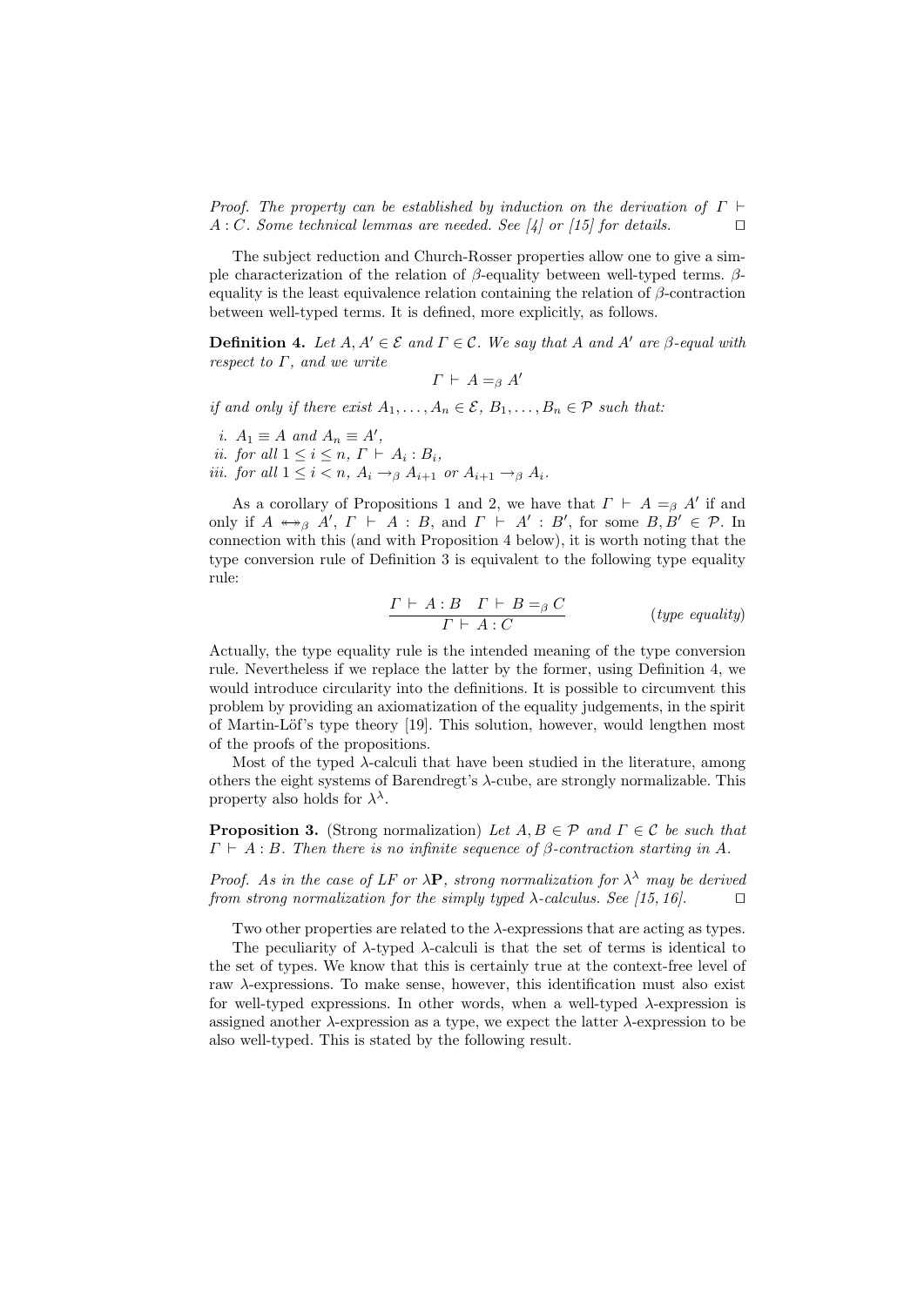*Proof. The property can be established by induction on the derivation of $\Gamma \vdash A : C$. Some technical lemmas are needed. See [4] or [15] for details.* $\square$

The subject reduction and Church-Rosser properties allow one to give a simple characterization of the relation of $\beta$-equality between well-typed terms. $\beta$-equality is the least equivalence relation containing the relation of $\beta$-contraction between well-typed terms. It is defined, more explicitly, as follows.

**Definition 4.** *Let $A, A' \in \mathcal{E}$ and $\Gamma \in \mathcal{C}$. We say that $A$ and $A'$ are $\beta$-equal with respect to $\Gamma$, and we write*

$$\Gamma \vdash A =_\beta A'$$

*if and only if there exist $A_1, \ldots, A_n \in \mathcal{E}$, $B_1, \ldots, B_n \in \mathcal{P}$ such that:*

*i.* $A_1 \equiv A$ *and* $A_n \equiv A'$,
*ii. for all* $1 \leq i \leq n$, $\Gamma \vdash A_i : B_i$,
*iii. for all* $1 \leq i < n$, $A_i \rightarrow_\beta A_{i+1}$ *or* $A_{i+1} \rightarrow_\beta A_i$.

As a corollary of Propositions 1 and 2, we have that $\Gamma \vdash A =_\beta A'$ if and only if $A \twoheadleftarrow\!\!\twoheadrightarrow_\beta A'$, $\Gamma \vdash A : B$, and $\Gamma \vdash A' : B'$, for some $B, B' \in \mathcal{P}$. In connection with this (and with Proposition 4 below), it is worth noting that the type conversion rule of Definition 3 is equivalent to the following type equality rule:

$$\frac{\Gamma \vdash A : B \quad \Gamma \vdash B =_\beta C}{\Gamma \vdash A : C} \qquad (\textit{type equality})$$

Actually, the type equality rule is the intended meaning of the type conversion rule. Nevertheless if we replace the latter by the former, using Definition 4, we would introduce circularity into the definitions. It is possible to circumvent this problem by providing an axiomatization of the equality judgements, in the spirit of Martin-Löf's type theory [19]. This solution, however, would lengthen most of the proofs of the propositions.

Most of the typed $\lambda$-calculi that have been studied in the literature, among others the eight systems of Barendregt's $\lambda$-cube, are strongly normalizable. This property also holds for $\lambda^\lambda$.

**Proposition 3.** (Strong normalization) *Let $A, B \in \mathcal{P}$ and $\Gamma \in \mathcal{C}$ be such that $\Gamma \vdash A : B$. Then there is no infinite sequence of $\beta$-contraction starting in $A$.*

*Proof. As in the case of LF or $\lambda\mathbf{P}$, strong normalization for $\lambda^\lambda$ may be derived from strong normalization for the simply typed $\lambda$-calculus. See [15, 16].* $\square$

Two other properties are related to the $\lambda$-expressions that are acting as types.

The peculiarity of $\lambda$-typed $\lambda$-calculi is that the set of terms is identical to the set of types. We know that this is certainly true at the context-free level of raw $\lambda$-expressions. To make sense, however, this identification must also exist for well-typed expressions. In other words, when a well-typed $\lambda$-expression is assigned another $\lambda$-expression as a type, we expect the latter $\lambda$-expression to be also well-typed. This is stated by the following result.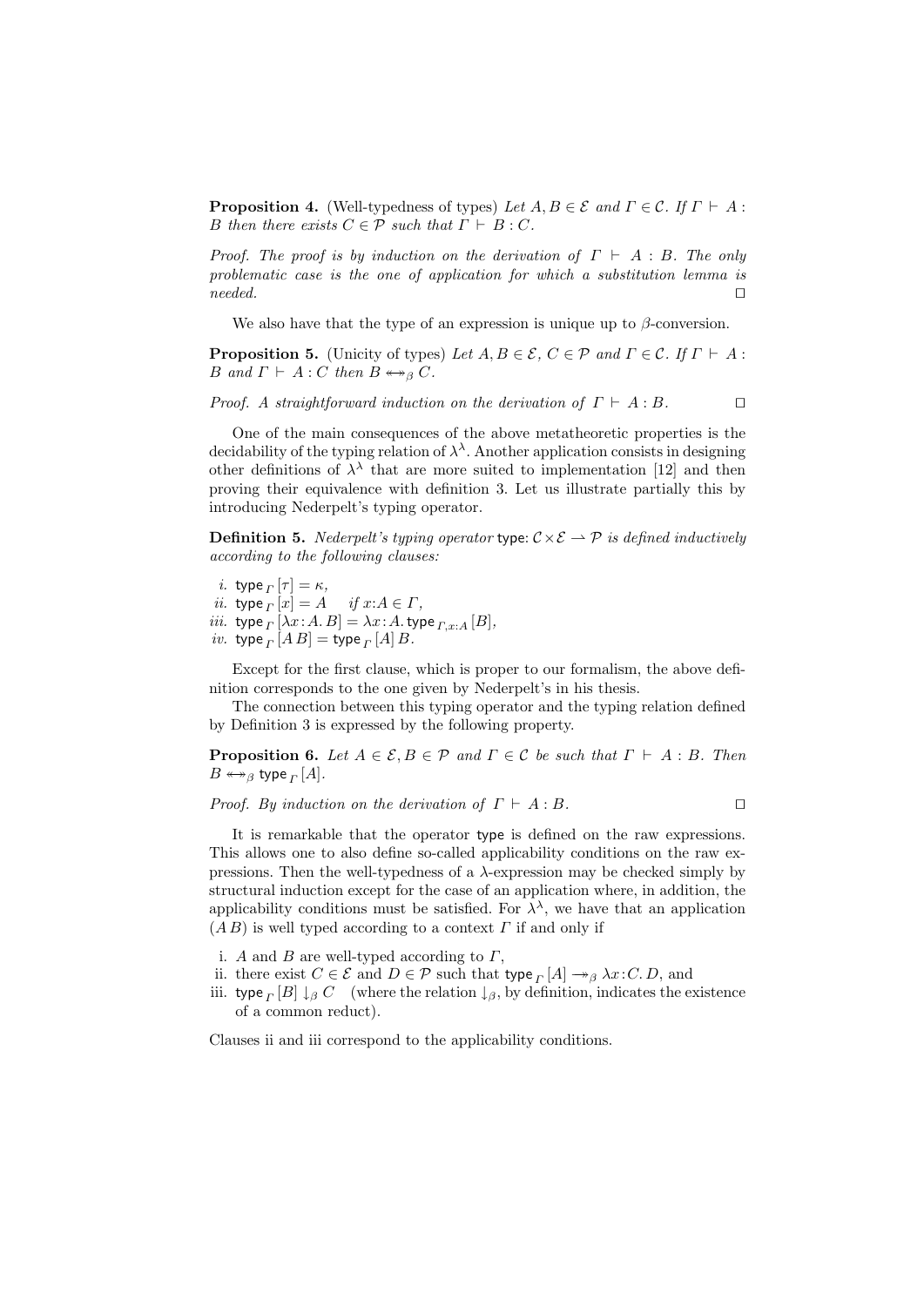**Proposition 4.** (Well-typedness of types) *Let $A, B \in \mathcal{E}$ and $\Gamma \in \mathcal{C}$. If $\Gamma \vdash A : B$ then there exists $C \in \mathcal{P}$ such that $\Gamma \vdash B : C$.*

*Proof. The proof is by induction on the derivation of $\Gamma \vdash A : B$. The only problematic case is the one of application for which a substitution lemma is needed.* □

We also have that the type of an expression is unique up to $\beta$-conversion.

**Proposition 5.** (Unicity of types) *Let $A, B \in \mathcal{E}$, $C \in \mathcal{P}$ and $\Gamma \in \mathcal{C}$. If $\Gamma \vdash A : B$ and $\Gamma \vdash A : C$ then $B \twoheadleftarrow\!\!\twoheadrightarrow_\beta C$.*

*Proof. A straightforward induction on the derivation of $\Gamma \vdash A : B$.* □

One of the main consequences of the above metatheoretic properties is the decidability of the typing relation of $\lambda^\lambda$. Another application consists in designing other definitions of $\lambda^\lambda$ that are more suited to implementation [12] and then proving their equivalence with definition 3. Let us illustrate this partially this by introducing Nederpelt's typing operator.

**Definition 5.** *Nederpelt's typing operator* $\mathsf{type} \colon \mathcal{C} \times \mathcal{E} \rightharpoonup \mathcal{P}$ *is defined inductively according to the following clauses:*

*i.* $\mathsf{type}_\Gamma\,[\tau] = \kappa$,
*ii.* $\mathsf{type}_\Gamma\,[x] = A \quad$ *if* $x{:}A \in \Gamma$,
*iii.* $\mathsf{type}_\Gamma\,[\lambda x : A.\, B] = \lambda x : A.\, \mathsf{type}_{\Gamma, x:A}\,[B]$,
*iv.* $\mathsf{type}_\Gamma\,[A\,B] = \mathsf{type}_\Gamma\,[A]\,B$.

Except for the first clause, which is proper to our formalism, the above definition corresponds to the one given by Nederpelt's in his thesis.

The connection between this typing operator and the typing relation defined by Definition 3 is expressed by the following property.

**Proposition 6.** *Let $A \in \mathcal{E}, B \in \mathcal{P}$ and $\Gamma \in \mathcal{C}$ be such that $\Gamma \vdash A : B$. Then $B \twoheadleftarrow\!\!\twoheadrightarrow_\beta \mathsf{type}_\Gamma\,[A]$.*

*Proof. By induction on the derivation of $\Gamma \vdash A : B$.* □

It is remarkable that the operator $\mathsf{type}$ is defined on the raw expressions. This allows one to also define so-called applicability conditions on the raw expressions. Then the well-typedness of a $\lambda$-expression may be checked simply by structural induction except for the case of an application where, in addition, the applicability conditions must be satisfied. For $\lambda^\lambda$, we have that an application $(A\,B)$ is well typed according to a context $\Gamma$ if and only if

i. $A$ and $B$ are well-typed according to $\Gamma$,
ii. there exist $C \in \mathcal{E}$ and $D \in \mathcal{P}$ such that $\mathsf{type}_\Gamma\,[A] \twoheadrightarrow_\beta \lambda x : C.\, D$, and
iii. $\mathsf{type}_\Gamma\,[B] \downarrow_\beta C \quad$ (where the relation $\downarrow_\beta$, by definition, indicates the existence of a common reduct).

Clauses ii and iii correspond to the applicability conditions.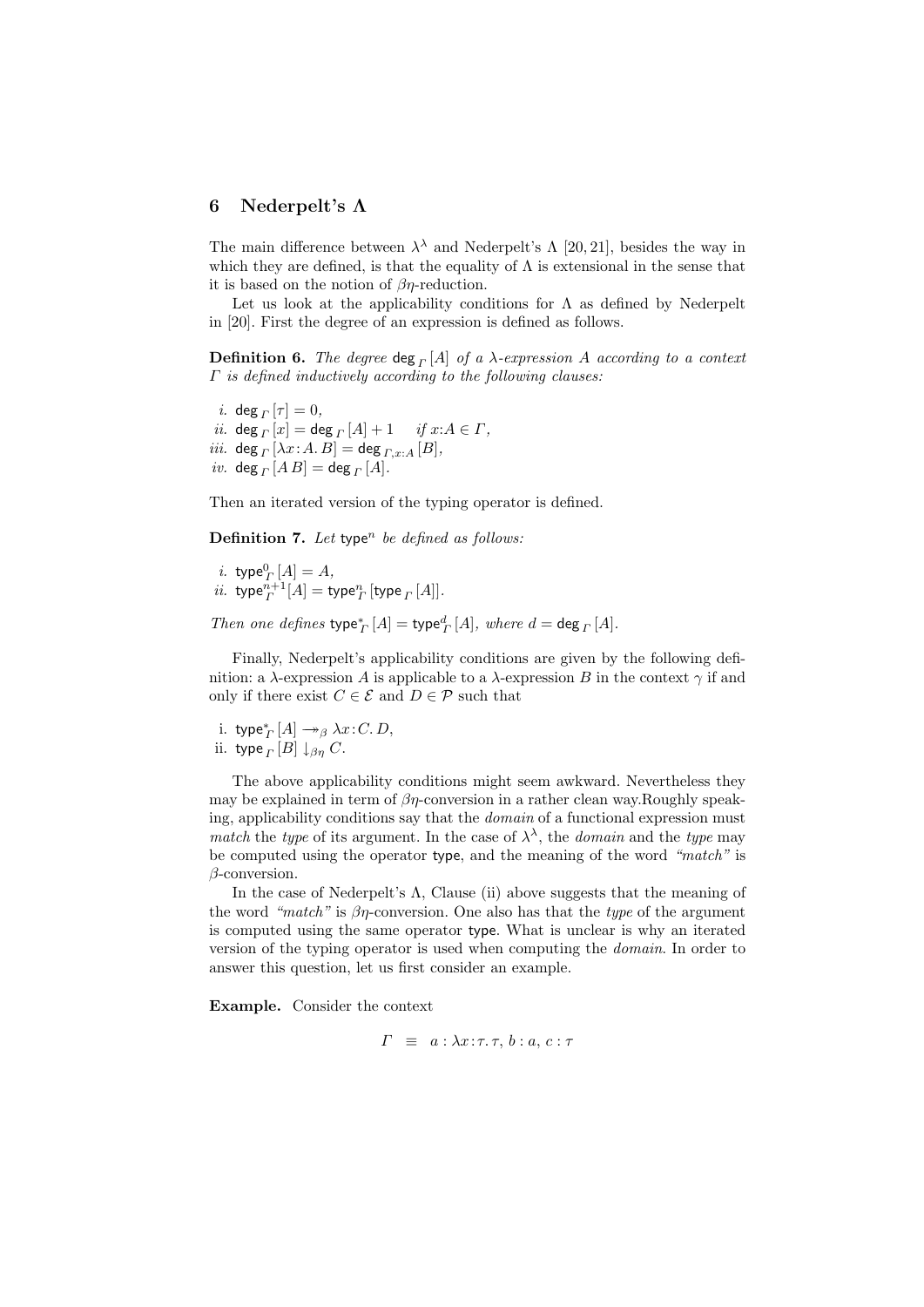## 6 Nederpelt's $\Lambda$

The main difference between $\lambda^\lambda$ and Nederpelt's $\Lambda$ [20, 21], besides the way in which they are defined, is that the equality of $\Lambda$ is extensional in the sense that it is based on the notion of $\beta\eta$-reduction.

Let us look at the applicability conditions for $\Lambda$ as defined by Nederpelt in [20]. First the degree of an expression is defined as follows.

**Definition 6.** *The degree* $\mathsf{deg}_\Gamma[A]$ *of a* $\lambda$*-expression* $A$ *according to a context* $\Gamma$ *is defined inductively according to the following clauses:*

*i.* $\mathsf{deg}_\Gamma[\tau] = 0$,
*ii.* $\mathsf{deg}_\Gamma[x] = \mathsf{deg}_\Gamma[A] + 1$ *if* $x{:}A \in \Gamma$,
*iii.* $\mathsf{deg}_\Gamma[\lambda x{:}A.\,B] = \mathsf{deg}_{\Gamma,x:A}[B]$,
*iv.* $\mathsf{deg}_\Gamma[A\,B] = \mathsf{deg}_\Gamma[A]$.

Then an iterated version of the typing operator is defined.

**Definition 7.** *Let* $\mathsf{type}^n$ *be defined as follows:*

*i.* $\mathsf{type}^0_\Gamma[A] = A$,
*ii.* $\mathsf{type}^{n+1}_\Gamma[A] = \mathsf{type}^n_\Gamma[\mathsf{type}_\Gamma[A]]$.

*Then one defines* $\mathsf{type}^*_\Gamma[A] = \mathsf{type}^d_\Gamma[A]$*, where* $d = \mathsf{deg}_\Gamma[A]$.

Finally, Nederpelt's applicability conditions are given by the following definition: a $\lambda$-expression $A$ is applicable to a $\lambda$-expression $B$ in the context $\gamma$ if and only if there exist $C \in \mathcal{E}$ and $D \in \mathcal{P}$ such that

i. $\mathsf{type}^*_\Gamma[A] \twoheadrightarrow_\beta \lambda x{:}C.\,D$,
ii. $\mathsf{type}_\Gamma[B] \downarrow_{\beta\eta} C$.

The above applicability conditions might seem awkward. Nevertheless they may be explained in term of $\beta\eta$-conversion in a rather clean way.Roughly speaking, applicability conditions say that the *domain* of a functional expression must *match* the *type* of its argument. In the case of $\lambda^\lambda$, the *domain* and the *type* may be computed using the operator $\mathsf{type}$, and the meaning of the word *"match"* is $\beta$-conversion.

In the case of Nederpelt's $\Lambda$, Clause (ii) above suggests that the meaning of the word *"match"* is $\beta\eta$-conversion. One also has that the *type* of the argument is computed using the same operator $\mathsf{type}$. What is unclear is why an iterated version of the typing operator is used when computing the *domain*. In order to answer this question, let us first consider an example.

**Example.** Consider the context

$$\Gamma \;\equiv\; a : \lambda x{:}\tau.\,\tau,\; b : a,\; c : \tau$$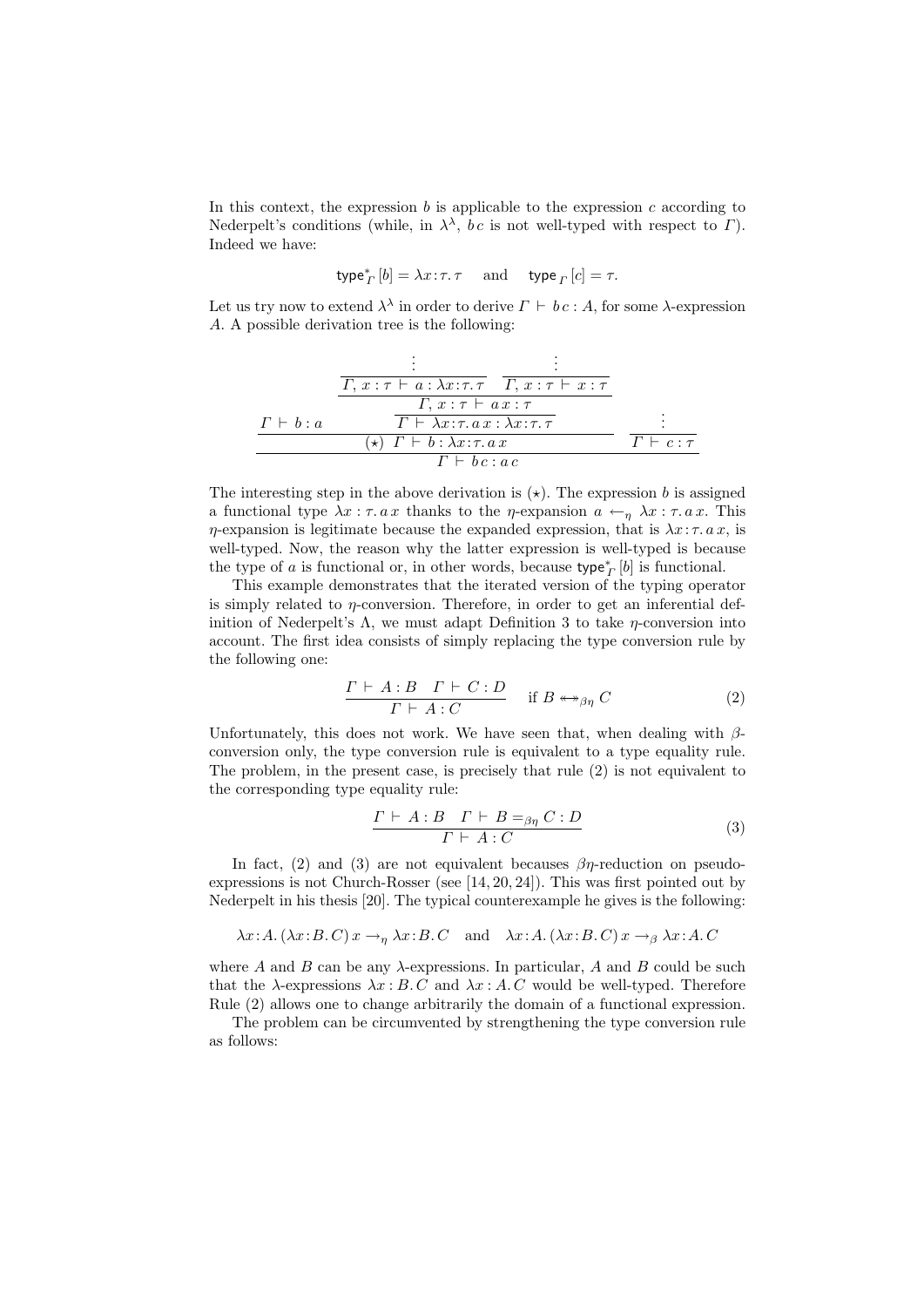In this context, the expression $b$ is applicable to the expression $c$ according to Nederpelt's conditions (while, in $\lambda^\lambda$, $b\,c$ is not well-typed with respect to $\Gamma$). Indeed we have:

$$\mathsf{type}^*_\Gamma\,[b] = \lambda x\!:\!\tau.\,\tau \quad \text{ and } \quad \mathsf{type}_\Gamma\,[c] = \tau.$$

Let us try now to extend $\lambda^\lambda$ in order to derive $\Gamma \vdash b\,c : A$, for some $\lambda$-expression $A$. A possible derivation tree is the following:

$$\dfrac{\Gamma \vdash b : a \qquad \dfrac{\dfrac{\dfrac{\dfrac{\vdots}{\Gamma,\, x:\tau \vdash a : \lambda x\!:\!\tau.\,\tau} \quad \dfrac{\vdots}{\Gamma,\, x:\tau \vdash x : \tau}}{\Gamma,\, x:\tau \vdash a\,x : \tau}}{\Gamma \vdash \lambda x\!:\!\tau.\,a\,x : \lambda x\!:\!\tau.\,\tau}}{(\star)\;\; \Gamma \vdash b : \lambda x\!:\!\tau.\,a\,x} \qquad \dfrac{\vdots}{\Gamma \vdash c : \tau}}{\Gamma \vdash b\,c : a\,c}$$

The interesting step in the above derivation is $(\star)$. The expression $b$ is assigned a functional type $\lambda x : \tau.\,a\,x$ thanks to the $\eta$-expansion $a \leftarrow_\eta \lambda x : \tau.\,a\,x$. This $\eta$-expansion is legitimate because the expanded expression, that is $\lambda x\!:\!\tau.\,a\,x$, is well-typed. Now, the reason why the latter expression is well-typed is because the type of $a$ is functional or, in other words, because $\mathsf{type}^*_\Gamma\,[b]$ is functional.

This example demonstrates that the iterated version of the typing operator is simply related to $\eta$-conversion. Therefore, in order to get an inferential definition of Nederpelt's $\Lambda$, we must adapt Definition 3 to take $\eta$-conversion into account. The first idea consists of simply replacing the type conversion rule by the following one:

$$\frac{\Gamma \vdash A : B \quad \Gamma \vdash C : D}{\Gamma \vdash A : C} \quad \text{if } B \twoheadleftarrow\!\!\twoheadrightarrow_{\beta\eta} C \tag{2}$$

Unfortunately, this does not work. We have seen that, when dealing with $\beta$-conversion only, the type conversion rule is equivalent to a type equality rule. The problem, in the present case, is precisely that rule (2) is not equivalent to the corresponding type equality rule:

$$\frac{\Gamma \vdash A : B \quad \Gamma \vdash B =_{\beta\eta} C : D}{\Gamma \vdash A : C} \tag{3}$$

In fact, (2) and (3) are not equivalent becauses $\beta\eta$-reduction on pseudo-expressions is not Church-Rosser (see [14, 20, 24]). This was first pointed out by Nederpelt in his thesis [20]. The typical counterexample he gives is the following:

$$\lambda x\!:\!A.\,(\lambda x\!:\!B.\,C)\,x \rightarrow_\eta \lambda x\!:\!B.\,C \quad \text{and} \quad \lambda x\!:\!A.\,(\lambda x\!:\!B.\,C)\,x \rightarrow_\beta \lambda x\!:\!A.\,C$$

where $A$ and $B$ can be any $\lambda$-expressions. In particular, $A$ and $B$ could be such that the $\lambda$-expressions $\lambda x : B.\,C$ and $\lambda x : A.\,C$ would be well-typed. Therefore Rule (2) allows one to change arbitrarily the domain of a functional expression.

The problem can be circumvented by strengthening the type conversion rule as follows: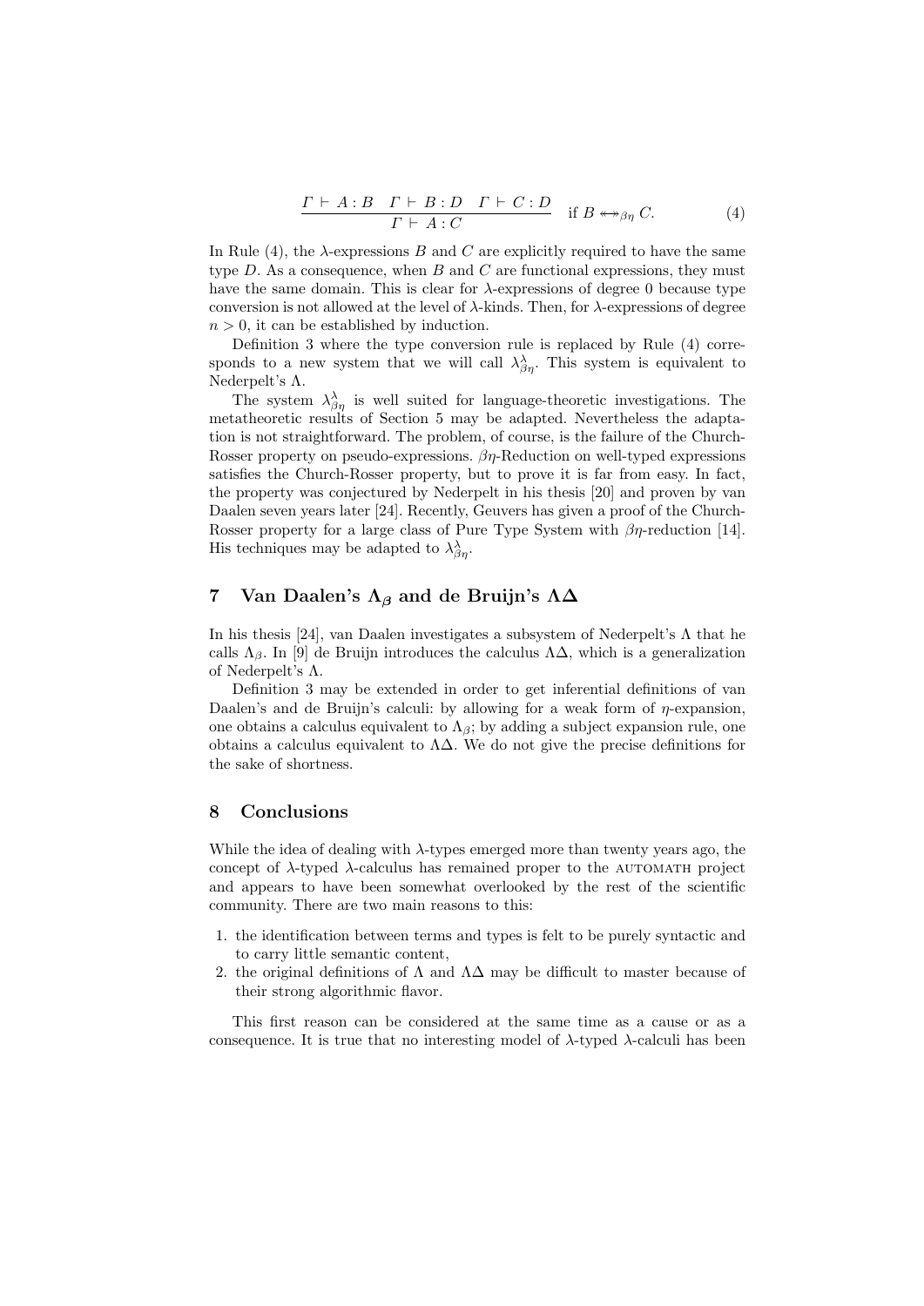$$\frac{\Gamma \vdash A : B \quad \Gamma \vdash B : D \quad \Gamma \vdash C : D}{\Gamma \vdash A : C} \quad \text{if } B \twoheadleftarrow\!\!\!\twoheadrightarrow_{\beta\eta} C. \tag{4}$$

In Rule (4), the $\lambda$-expressions $B$ and $C$ are explicitly required to have the same type $D$. As a consequence, when $B$ and $C$ are functional expressions, they must have the same domain. This is clear for $\lambda$-expressions of degree 0 because type conversion is not allowed at the level of $\lambda$-kinds. Then, for $\lambda$-expressions of degree $n > 0$, it can be established by induction.

Definition 3 where the type conversion rule is replaced by Rule (4) corresponds to a new system that we will call $\lambda^{\lambda}_{\beta\eta}$. This system is equivalent to Nederpelt's $\Lambda$.

The system $\lambda^{\lambda}_{\beta\eta}$ is well suited for language-theoretic investigations. The metatheoretic results of Section 5 may be adapted. Nevertheless the adaptation is not straightforward. The problem, of course, is the failure of the Church-Rosser property on pseudo-expressions. $\beta\eta$-Reduction on well-typed expressions satisfies the Church-Rosser property, but to prove it is far from easy. In fact, the property was conjectured by Nederpelt in his thesis [20] and proven by van Daalen seven years later [24]. Recently, Geuvers has given a proof of the Church-Rosser property for a large class of Pure Type System with $\beta\eta$-reduction [14]. His techniques may be adapted to $\lambda^{\lambda}_{\beta\eta}$.

## 7 Van Daalen's $\Lambda_\beta$ and de Bruijn's $\Lambda\Delta$

In his thesis [24], van Daalen investigates a subsystem of Nederpelt's $\Lambda$ that he calls $\Lambda_\beta$. In [9] de Bruijn introduces the calculus $\Lambda\Delta$, which is a generalization of Nederpelt's $\Lambda$.

Definition 3 may be extended in order to get inferential definitions of van Daalen's and de Bruijn's calculi: by allowing for a weak form of $\eta$-expansion, one obtains a calculus equivalent to $\Lambda_\beta$; by adding a subject expansion rule, one obtains a calculus equivalent to $\Lambda\Delta$. We do not give the precise definitions for the sake of shortness.

## 8 Conclusions

While the idea of dealing with $\lambda$-types emerged more than twenty years ago, the concept of $\lambda$-typed $\lambda$-calculus has remained proper to the AUTOMATH project and appears to have been somewhat overlooked by the rest of the scientific community. There are two main reasons to this:

1. the identification between terms and types is felt to be purely syntactic and to carry little semantic content,
2. the original definitions of $\Lambda$ and $\Lambda\Delta$ may be difficult to master because of their strong algorithmic flavor.

This first reason can be considered at the same time as a cause or as a consequence. It is true that no interesting model of $\lambda$-typed $\lambda$-calculi has been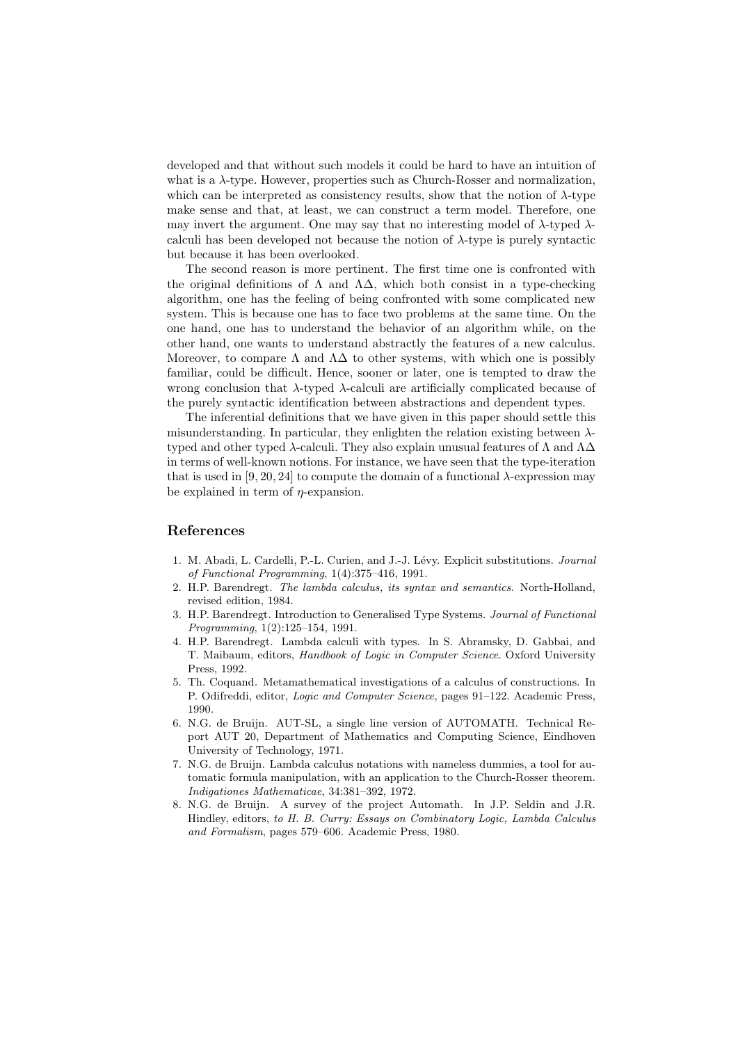developed and that without such models it could be hard to have an intuition of what is a $\lambda$-type. However, properties such as Church-Rosser and normalization, which can be interpreted as consistency results, show that the notion of $\lambda$-type make sense and that, at least, we can construct a term model. Therefore, one may invert the argument. One may say that no interesting model of $\lambda$-typed $\lambda$-calculi has been developed not because the notion of $\lambda$-type is purely syntactic but because it has been overlooked.

The second reason is more pertinent. The first time one is confronted with the original definitions of $\Lambda$ and $\Lambda\Delta$, which both consist in a type-checking algorithm, one has the feeling of being confronted with some complicated new system. This is because one has to face two problems at the same time. On the one hand, one has to understand the behavior of an algorithm while, on the other hand, one wants to understand abstractly the features of a new calculus. Moreover, to compare $\Lambda$ and $\Lambda\Delta$ to other systems, with which one is possibly familiar, could be difficult. Hence, sooner or later, one is tempted to draw the wrong conclusion that $\lambda$-typed $\lambda$-calculi are artificially complicated because of the purely syntactic identification between abstractions and dependent types.

The inferential definitions that we have given in this paper should settle this misunderstanding. In particular, they enlighten the relation existing between $\lambda$-typed and other typed $\lambda$-calculi. They also explain unusual features of $\Lambda$ and $\Lambda\Delta$ in terms of well-known notions. For instance, we have seen that the type-iteration that is used in [9, 20, 24] to compute the domain of a functional $\lambda$-expression may be explained in term of $\eta$-expansion.

## References

1. M. Abadi, L. Cardelli, P.-L. Curien, and J.-J. Lévy. Explicit substitutions. *Journal of Functional Programming*, 1(4):375–416, 1991.
2. H.P. Barendregt. *The lambda calculus, its syntax and semantics.* North-Holland, revised edition, 1984.
3. H.P. Barendregt. Introduction to Generalised Type Systems. *Journal of Functional Programming*, 1(2):125–154, 1991.
4. H.P. Barendregt. Lambda calculi with types. In S. Abramsky, D. Gabbai, and T. Maibaum, editors, *Handbook of Logic in Computer Science*. Oxford University Press, 1992.
5. Th. Coquand. Metamathematical investigations of a calculus of constructions. In P. Odifreddi, editor, *Logic and Computer Science*, pages 91–122. Academic Press, 1990.
6. N.G. de Bruijn. AUT-SL, a single line version of AUTOMATH. Technical Report AUT 20, Department of Mathematics and Computing Science, Eindhoven University of Technology, 1971.
7. N.G. de Bruijn. Lambda calculus notations with nameless dummies, a tool for automatic formula manipulation, with an application to the Church-Rosser theorem. *Indigationes Mathematicae*, 34:381–392, 1972.
8. N.G. de Bruijn. A survey of the project Automath. In J.P. Seldin and J.R. Hindley, editors, *to H. B. Curry: Essays on Combinatory Logic, Lambda Calculus and Formalism*, pages 579–606. Academic Press, 1980.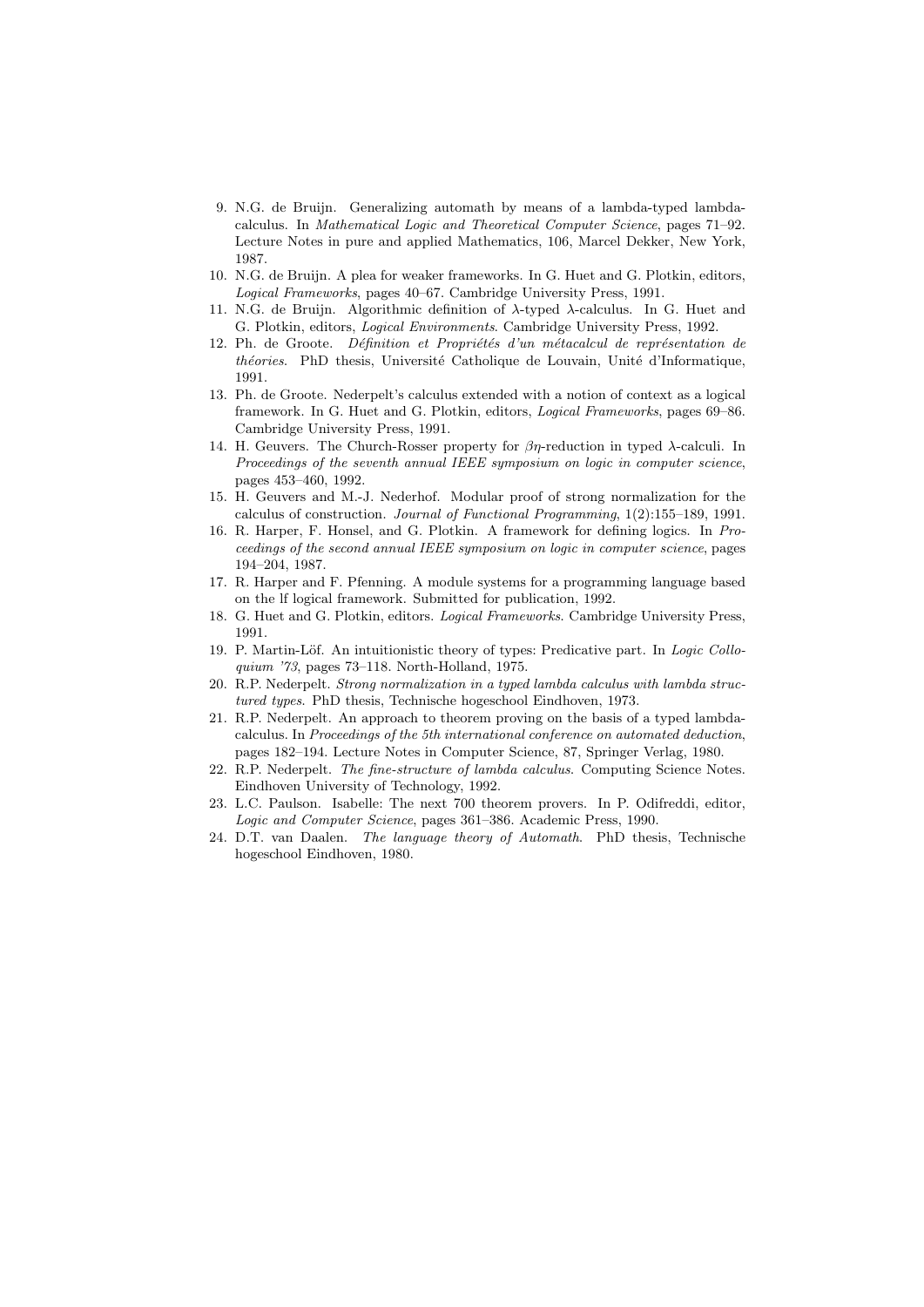9. N.G. de Bruijn. Generalizing automath by means of a lambda-typed lambda-calculus. In *Mathematical Logic and Theoretical Computer Science*, pages 71–92. Lecture Notes in pure and applied Mathematics, 106, Marcel Dekker, New York, 1987.
10. N.G. de Bruijn. A plea for weaker frameworks. In G. Huet and G. Plotkin, editors, *Logical Frameworks*, pages 40–67. Cambridge University Press, 1991.
11. N.G. de Bruijn. Algorithmic definition of $\lambda$-typed $\lambda$-calculus. In G. Huet and G. Plotkin, editors, *Logical Environments*. Cambridge University Press, 1992.
12. Ph. de Groote. *Définition et Propriétés d'un métacalcul de représentation de théories*. PhD thesis, Université Catholique de Louvain, Unité d'Informatique, 1991.
13. Ph. de Groote. Nederpelt's calculus extended with a notion of context as a logical framework. In G. Huet and G. Plotkin, editors, *Logical Frameworks*, pages 69–86. Cambridge University Press, 1991.
14. H. Geuvers. The Church-Rosser property for $\beta\eta$-reduction in typed $\lambda$-calculi. In *Proceedings of the seventh annual IEEE symposium on logic in computer science*, pages 453–460, 1992.
15. H. Geuvers and M.-J. Nederhof. Modular proof of strong normalization for the calculus of construction. *Journal of Functional Programming*, 1(2):155–189, 1991.
16. R. Harper, F. Honsel, and G. Plotkin. A framework for defining logics. In *Proceedings of the second annual IEEE symposium on logic in computer science*, pages 194–204, 1987.
17. R. Harper and F. Pfenning. A module systems for a programming language based on the lf logical framework. Submitted for publication, 1992.
18. G. Huet and G. Plotkin, editors. *Logical Frameworks*. Cambridge University Press, 1991.
19. P. Martin-Löf. An intuitionistic theory of types: Predicative part. In *Logic Colloquium '73*, pages 73–118. North-Holland, 1975.
20. R.P. Nederpelt. *Strong normalization in a typed lambda calculus with lambda structured types*. PhD thesis, Technische hogeschool Eindhoven, 1973.
21. R.P. Nederpelt. An approach to theorem proving on the basis of a typed lambda-calculus. In *Proceedings of the 5th international conference on automated deduction*, pages 182–194. Lecture Notes in Computer Science, 87, Springer Verlag, 1980.
22. R.P. Nederpelt. *The fine-structure of lambda calculus*. Computing Science Notes. Eindhoven University of Technology, 1992.
23. L.C. Paulson. Isabelle: The next 700 theorem provers. In P. Odifreddi, editor, *Logic and Computer Science*, pages 361–386. Academic Press, 1990.
24. D.T. van Daalen. *The language theory of Automath*. PhD thesis, Technische hogeschool Eindhoven, 1980.